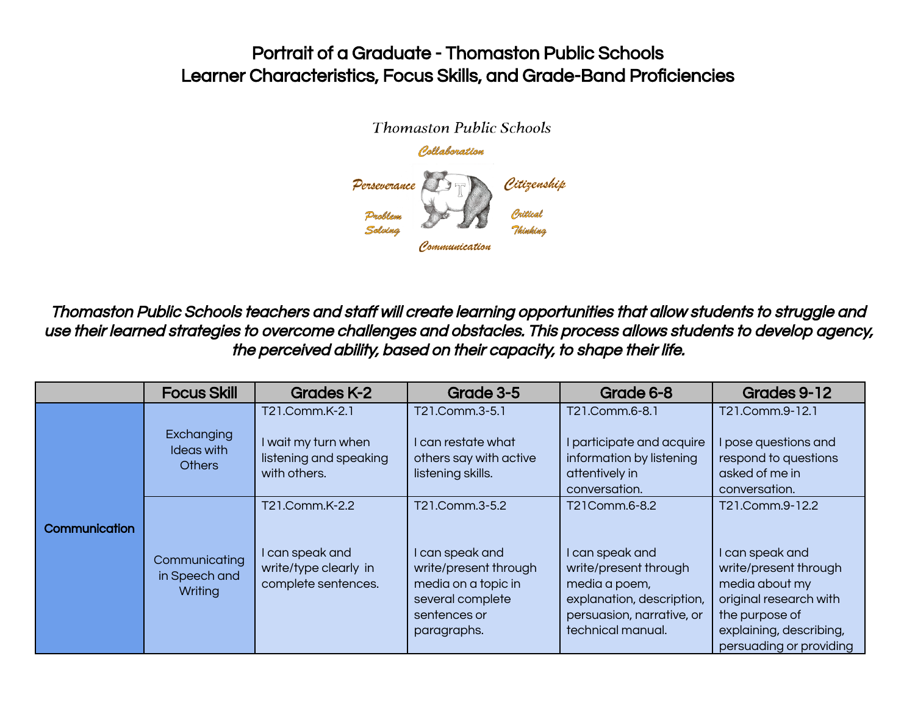# Portrait of a Graduate - Thomaston Public Schools
# Learner Characteristics, Focus Skills, and Grade-Band Proficiencies

Thomaston Public Schools

Collaboration

Perseverance

Citizenship

Problem Solving

Critical Thinking

Communication

***Thomaston Public Schools teachers and staff will create learning opportunities that allow students to struggle and use their learned strategies to overcome challenges and obstacles. This process allows students to develop agency, the perceived ability, based on their capacity, to shape their life.***

| | Focus Skill | Grades K-2 | Grade 3-5 | Grade 6-8 | Grades 9-12 |
|---|---|---|---|---|---|
| **Communication** | Exchanging Ideas with Others | T21.Comm.K-2.1<br><br>I wait my turn when listening and speaking with others. | T21.Comm.3-5.1<br><br>I can restate what others say with active listening skills. | T21.Comm.6-8.1<br><br>I participate and acquire information by listening attentively in conversation. | T21.Comm.9-12.1<br><br>I pose questions and respond to questions asked of me in conversation. |
| | Communicating in Speech and Writing | T21.Comm.K-2.2<br><br>I can speak and write/type clearly in complete sentences. | T21.Comm.3-5.2<br><br>I can speak and write/present through media on a topic in several complete sentences or paragraphs. | T21Comm.6-8.2<br><br>I can speak and write/present through media a poem, explanation, description, persuasion, narrative, or technical manual. | T21.Comm.9-12.2<br><br>I can speak and write/present through media about my original research with the purpose of explaining, describing, persuading or providing |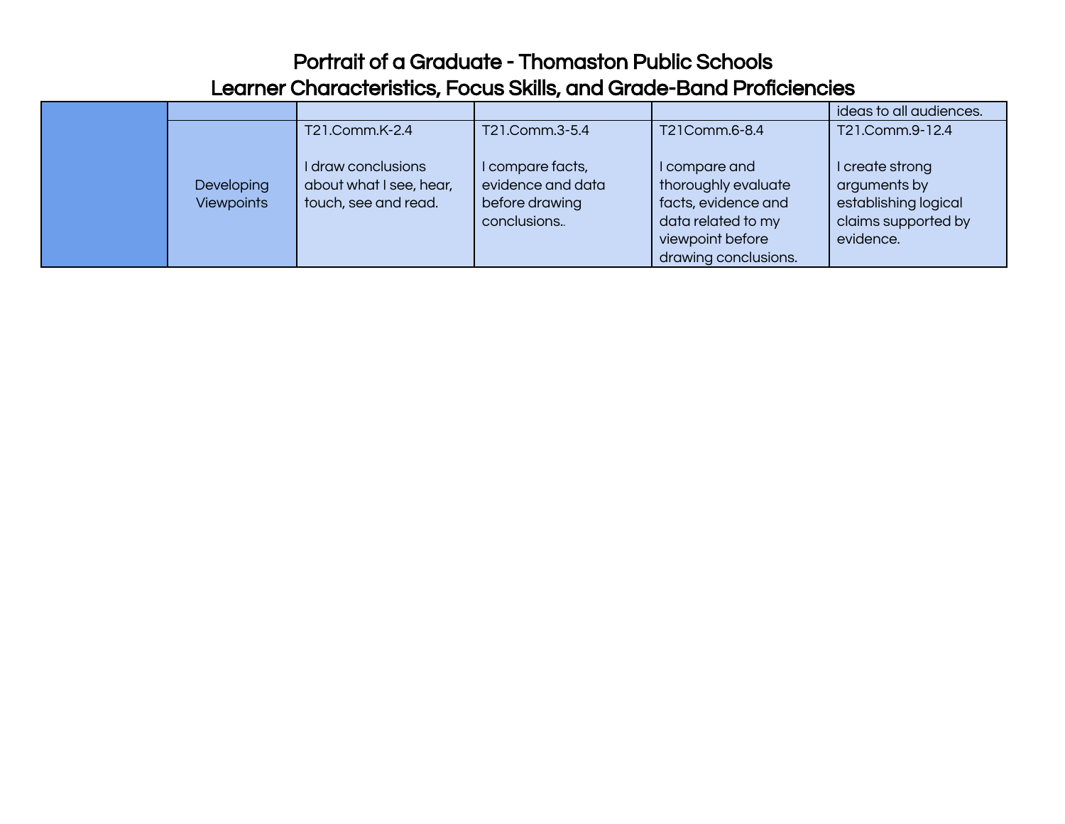# Portrait of a Graduate - Thomaston Public Schools
## Learner Characteristics, Focus Skills, and Grade-Band Proficiencies

| | | | | | |
|---|---|---|---|---|---|
| | | | | | ideas to all audiences. |
| | Developing Viewpoints | T21.Comm.K-2.4<br><br>I draw conclusions about what I see, hear, touch, see and read. | T21.Comm.3-5.4<br><br>I compare facts, evidence and data before drawing conclusions.. | T21Comm.6-8.4<br><br>I compare and thoroughly evaluate facts, evidence and data related to my viewpoint before drawing conclusions. | T21.Comm.9-12.4<br><br>I create strong arguments by establishing logical claims supported by evidence. |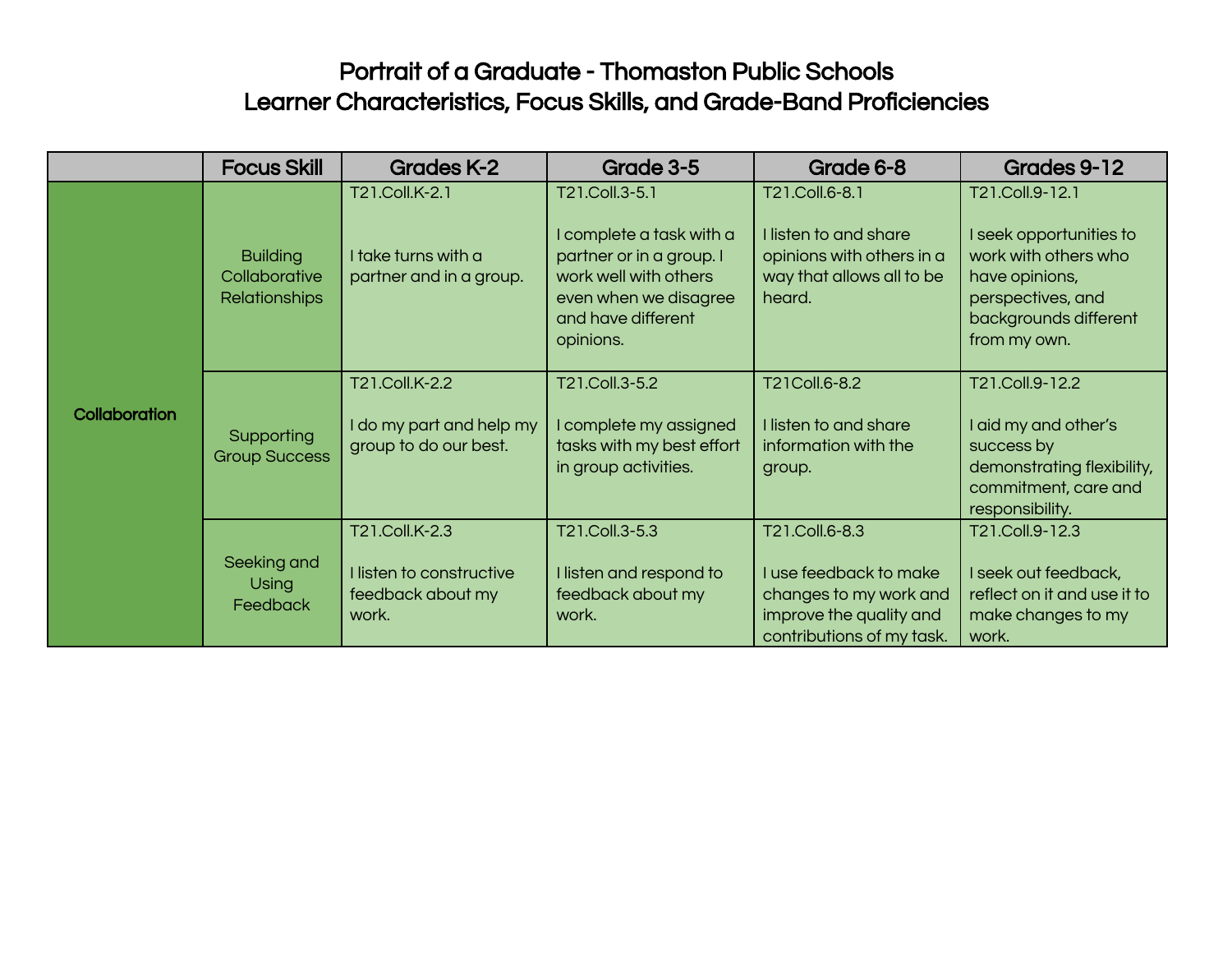# Portrait of a Graduate - Thomaston Public Schools
## Learner Characteristics, Focus Skills, and Grade-Band Proficiencies

| | Focus Skill | Grades K-2 | Grade 3-5 | Grade 6-8 | Grades 9-12 |
|---|---|---|---|---|---|
| **Collaboration** | Building Collaborative Relationships | T21.Coll.K-2.1<br><br>I take turns with a partner and in a group. | T21.Coll.3-5.1<br><br>I complete a task with a partner or in a group. I work well with others even when we disagree and have different opinions. | T21.Coll.6-8.1<br><br>I listen to and share opinions with others in a way that allows all to be heard. | T21.Coll.9-12.1<br><br>I seek opportunities to work with others who have opinions, perspectives, and backgrounds different from my own. |
| | Supporting Group Success | T21.Coll.K-2.2<br><br>I do my part and help my group to do our best. | T21.Coll.3-5.2<br><br>I complete my assigned tasks with my best effort in group activities. | T21Coll.6-8.2<br><br>I listen to and share information with the group. | T21.Coll.9-12.2<br><br>I aid my and other's success by demonstrating flexibility, commitment, care and responsibility. |
| | Seeking and Using Feedback | T21.Coll.K-2.3<br><br>I listen to constructive feedback about my work. | T21.Coll.3-5.3<br><br>I listen and respond to feedback about my work. | T21.Coll.6-8.3<br><br>I use feedback to make changes to my work and improve the quality and contributions of my task. | T21.Coll.9-12.3<br><br>I seek out feedback, reflect on it and use it to make changes to my work. |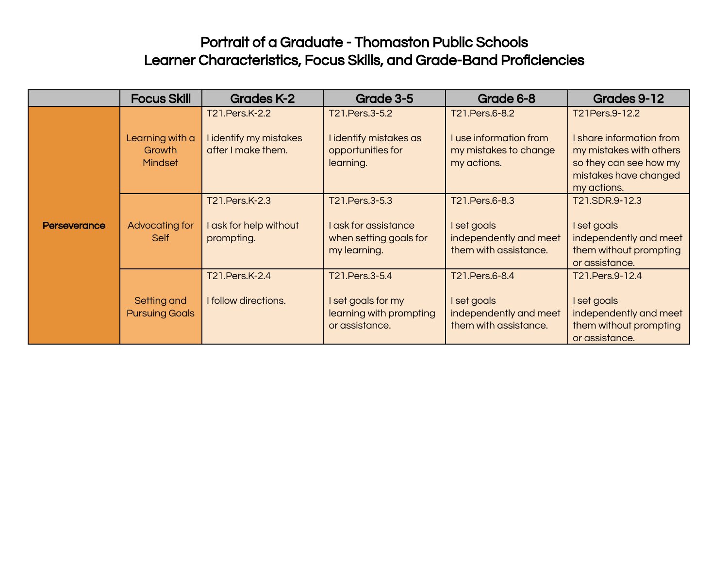# Portrait of a Graduate - Thomaston Public Schools
## Learner Characteristics, Focus Skills, and Grade-Band Proficiencies

| | Focus Skill | Grades K-2 | Grade 3-5 | Grade 6-8 | Grades 9-12 |
|---|---|---|---|---|---|
| **Perseverance** | Learning with a Growth Mindset | T21.Pers.K-2.2<br><br>I identify my mistakes after I make them. | T21.Pers.3-5.2<br><br>I identify mistakes as opportunities for learning. | T21.Pers.6-8.2<br><br>I use information from my mistakes to change my actions. | T21Pers.9-12.2<br><br>I share information from my mistakes with others so they can see how my mistakes have changed my actions. |
| | Advocating for Self | T21.Pers.K-2.3<br><br>I ask for help without prompting. | T21.Pers.3-5.3<br><br>I ask for assistance when setting goals for my learning. | T21.Pers.6-8.3<br><br>I set goals independently and meet them with assistance. | T21.SDR.9-12.3<br><br>I set goals independently and meet them without prompting or assistance. |
| | Setting and Pursuing Goals | T21.Pers.K-2.4<br><br>I follow directions. | T21.Pers.3-5.4<br><br>I set goals for my learning with prompting or assistance. | T21.Pers.6-8.4<br><br>I set goals independently and meet them with assistance. | T21.Pers.9-12.4<br><br>I set goals independently and meet them without prompting or assistance. |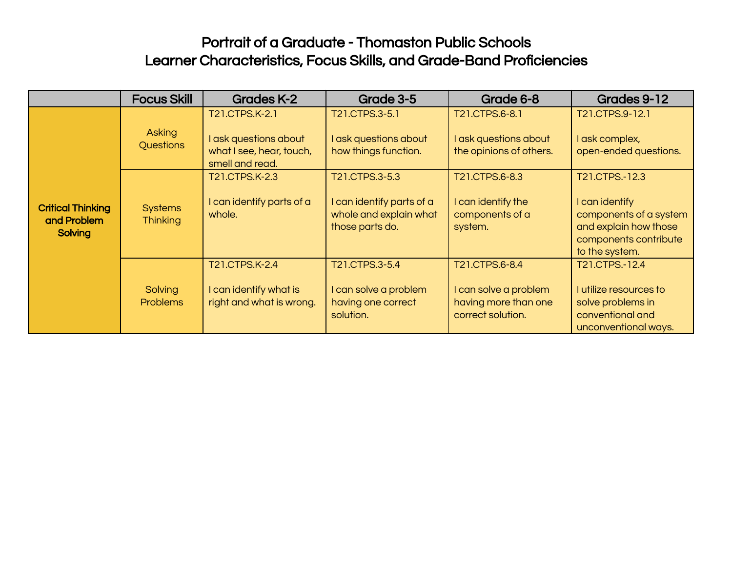# Portrait of a Graduate - Thomaston Public Schools
## Learner Characteristics, Focus Skills, and Grade-Band Proficiencies

| | Focus Skill | Grades K-2 | Grade 3-5 | Grade 6-8 | Grades 9-12 |
|---|---|---|---|---|---|
| **Critical Thinking and Problem Solving** | Asking Questions | T21.CTPS.K-2.1<br><br>I ask questions about what I see, hear, touch, smell and read. | T21.CTPS.3-5.1<br><br>I ask questions about how things function. | T21.CTPS.6-8.1<br><br>I ask questions about the opinions of others. | T21.CTPS.9-12.1<br><br>I ask complex, open-ended questions. |
| | Systems Thinking | T21.CTPS.K-2.3<br><br>I can identify parts of a whole. | T21.CTPS.3-5.3<br><br>I can identify parts of a whole and explain what those parts do. | T21.CTPS.6-8.3<br><br>I can identify the components of a system. | T21.CTPS.-12.3<br><br>I can identify components of a system and explain how those components contribute to the system. |
| | Solving Problems | T21.CTPS.K-2.4<br><br>I can identify what is right and what is wrong. | T21.CTPS.3-5.4<br><br>I can solve a problem having one correct solution. | T21.CTPS.6-8.4<br><br>I can solve a problem having more than one correct solution. | T21.CTPS.-12.4<br><br>I utilize resources to solve problems in conventional and unconventional ways. |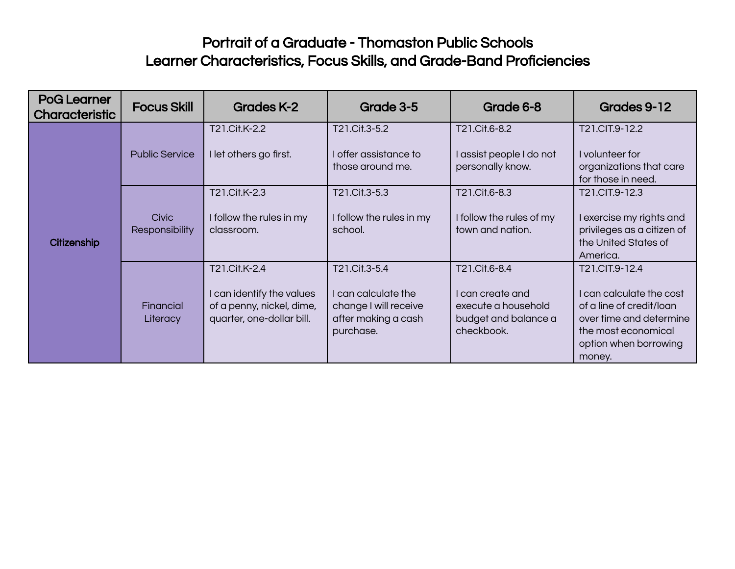# Portrait of a Graduate - Thomaston Public Schools
## Learner Characteristics, Focus Skills, and Grade-Band Proficiencies

| PoG Learner Characteristic | Focus Skill | Grades K-2 | Grade 3-5 | Grade 6-8 | Grades 9-12 |
|---|---|---|---|---|---|
| **Citizenship** | Public Service | T21.Cit.K-2.2<br><br>I let others go first. | T21.Cit.3-5.2<br><br>I offer assistance to those around me. | T21.Cit.6-8.2<br><br>I assist people I do not personally know. | T21.CIT.9-12.2<br><br>I volunteer for organizations that care for those in need. |
| | Civic Responsibility | T21.Cit.K-2.3<br><br>I follow the rules in my classroom. | T21.Cit.3-5.3<br><br>I follow the rules in my school. | T21.Cit.6-8.3<br><br>I follow the rules of my town and nation. | T21.CIT.9-12.3<br><br>I exercise my rights and privileges as a citizen of the United States of America. |
| | Financial Literacy | T21.Cit.K-2.4<br><br>I can identify the values of a penny, nickel, dime, quarter, one-dollar bill. | T21.Cit.3-5.4<br><br>I can calculate the change I will receive after making a cash purchase. | T21.Cit.6-8.4<br><br>I can create and execute a household budget and balance a checkbook. | T21.CIT.9-12.4<br><br>I can calculate the cost of a line of credit/loan over time and determine the most economical option when borrowing money. |